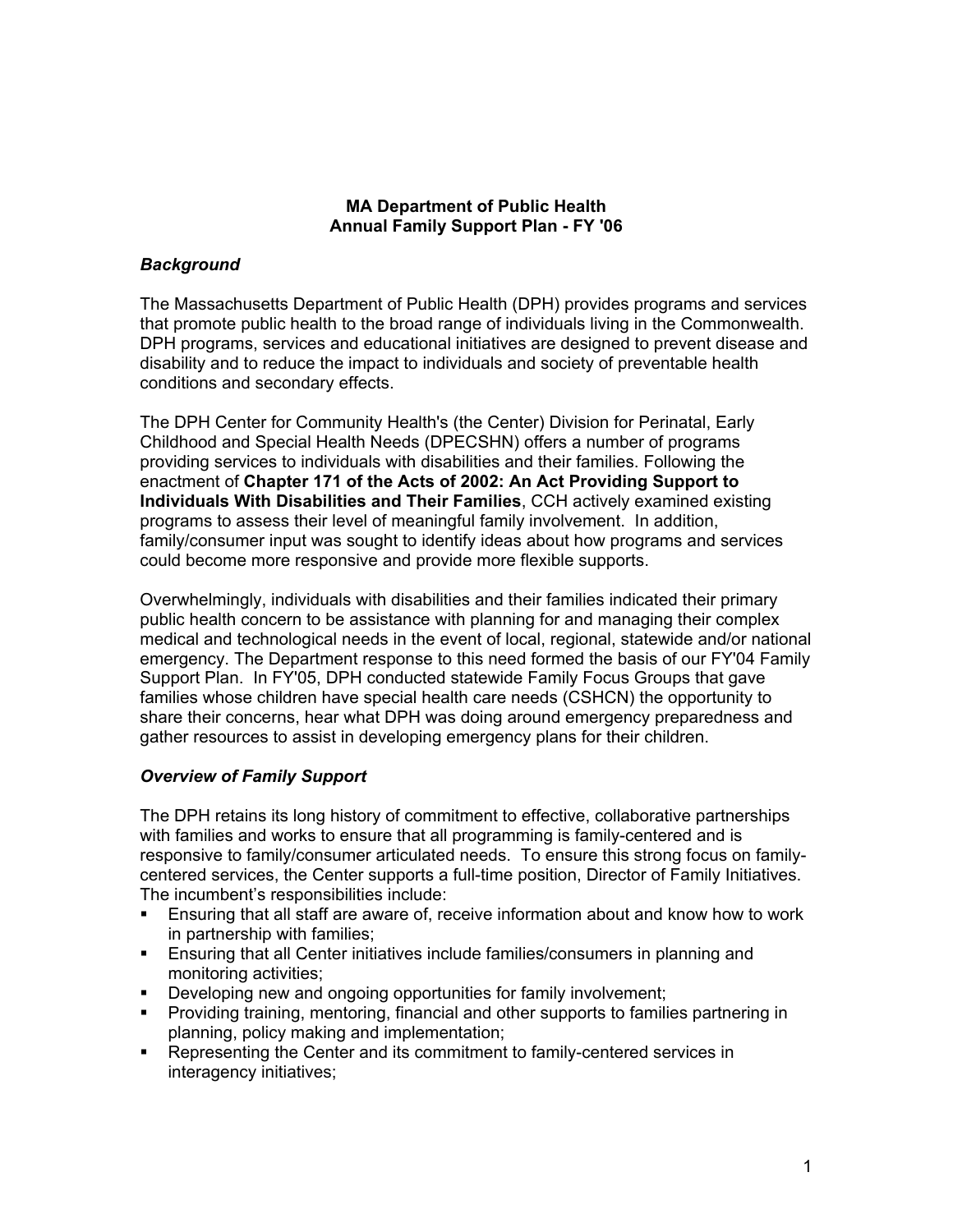# MA Department of Public Health
## Annual Family Support Plan - FY '06

### *Background*

The Massachusetts Department of Public Health (DPH) provides programs and services that promote public health to the broad range of individuals living in the Commonwealth. DPH programs, services and educational initiatives are designed to prevent disease and disability and to reduce the impact to individuals and society of preventable health conditions and secondary effects.

The DPH Center for Community Health's (the Center) Division for Perinatal, Early Childhood and Special Health Needs (DPECSHN) offers a number of programs providing services to individuals with disabilities and their families. Following the enactment of **Chapter 171 of the Acts of 2002: An Act Providing Support to Individuals With Disabilities and Their Families**, CCH actively examined existing programs to assess their level of meaningful family involvement. In addition, family/consumer input was sought to identify ideas about how programs and services could become more responsive and provide more flexible supports.

Overwhelmingly, individuals with disabilities and their families indicated their primary public health concern to be assistance with planning for and managing their complex medical and technological needs in the event of local, regional, statewide and/or national emergency. The Department response to this need formed the basis of our FY'04 Family Support Plan. In FY'05, DPH conducted statewide Family Focus Groups that gave families whose children have special health care needs (CSHCN) the opportunity to share their concerns, hear what DPH was doing around emergency preparedness and gather resources to assist in developing emergency plans for their children.

### *Overview of Family Support*

The DPH retains its long history of commitment to effective, collaborative partnerships with families and works to ensure that all programming is family-centered and is responsive to family/consumer articulated needs. To ensure this strong focus on family-centered services, the Center supports a full-time position, Director of Family Initiatives. The incumbent's responsibilities include:

- Ensuring that all staff are aware of, receive information about and know how to work in partnership with families;
- Ensuring that all Center initiatives include families/consumers in planning and monitoring activities;
- Developing new and ongoing opportunities for family involvement;
- Providing training, mentoring, financial and other supports to families partnering in planning, policy making and implementation;
- Representing the Center and its commitment to family-centered services in interagency initiatives;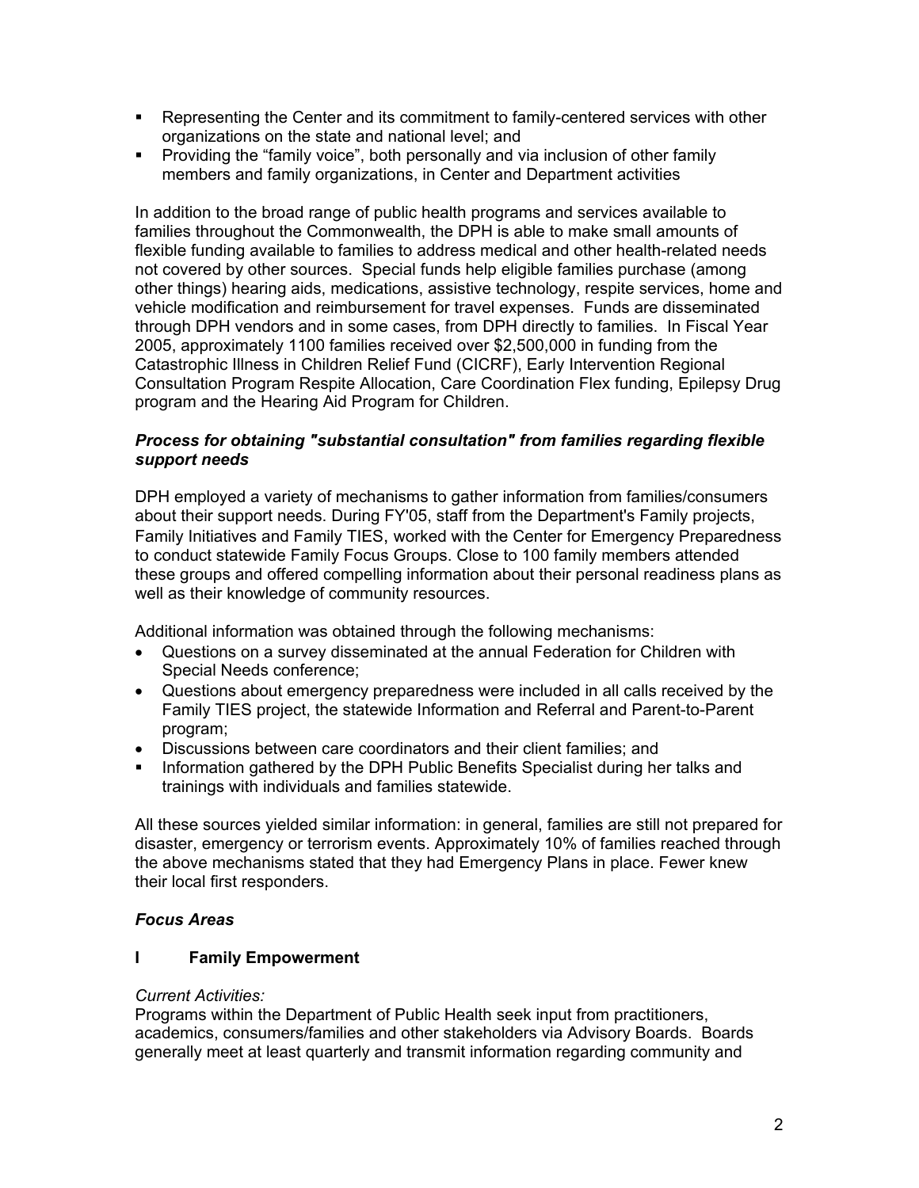- Representing the Center and its commitment to family-centered services with other organizations on the state and national level; and
- Providing the "family voice", both personally and via inclusion of other family members and family organizations, in Center and Department activities

In addition to the broad range of public health programs and services available to families throughout the Commonwealth, the DPH is able to make small amounts of flexible funding available to families to address medical and other health-related needs not covered by other sources. Special funds help eligible families purchase (among other things) hearing aids, medications, assistive technology, respite services, home and vehicle modification and reimbursement for travel expenses. Funds are disseminated through DPH vendors and in some cases, from DPH directly to families. In Fiscal Year 2005, approximately 1100 families received over $2,500,000 in funding from the Catastrophic Illness in Children Relief Fund (CICRF), Early Intervention Regional Consultation Program Respite Allocation, Care Coordination Flex funding, Epilepsy Drug program and the Hearing Aid Program for Children.

***Process for obtaining "substantial consultation" from families regarding flexible support needs***

DPH employed a variety of mechanisms to gather information from families/consumers about their support needs. During FY'05, staff from the Department's Family projects, Family Initiatives and Family TIES, worked with the Center for Emergency Preparedness to conduct statewide Family Focus Groups. Close to 100 family members attended these groups and offered compelling information about their personal readiness plans as well as their knowledge of community resources.

Additional information was obtained through the following mechanisms:

- Questions on a survey disseminated at the annual Federation for Children with Special Needs conference;
- Questions about emergency preparedness were included in all calls received by the Family TIES project, the statewide Information and Referral and Parent-to-Parent program;
- Discussions between care coordinators and their client families; and
- Information gathered by the DPH Public Benefits Specialist during her talks and trainings with individuals and families statewide.

All these sources yielded similar information: in general, families are still not prepared for disaster, emergency or terrorism events. Approximately 10% of families reached through the above mechanisms stated that they had Emergency Plans in place. Fewer knew their local first responders.

***Focus Areas***

**I Family Empowerment**

*Current Activities:*
Programs within the Department of Public Health seek input from practitioners, academics, consumers/families and other stakeholders via Advisory Boards. Boards generally meet at least quarterly and transmit information regarding community and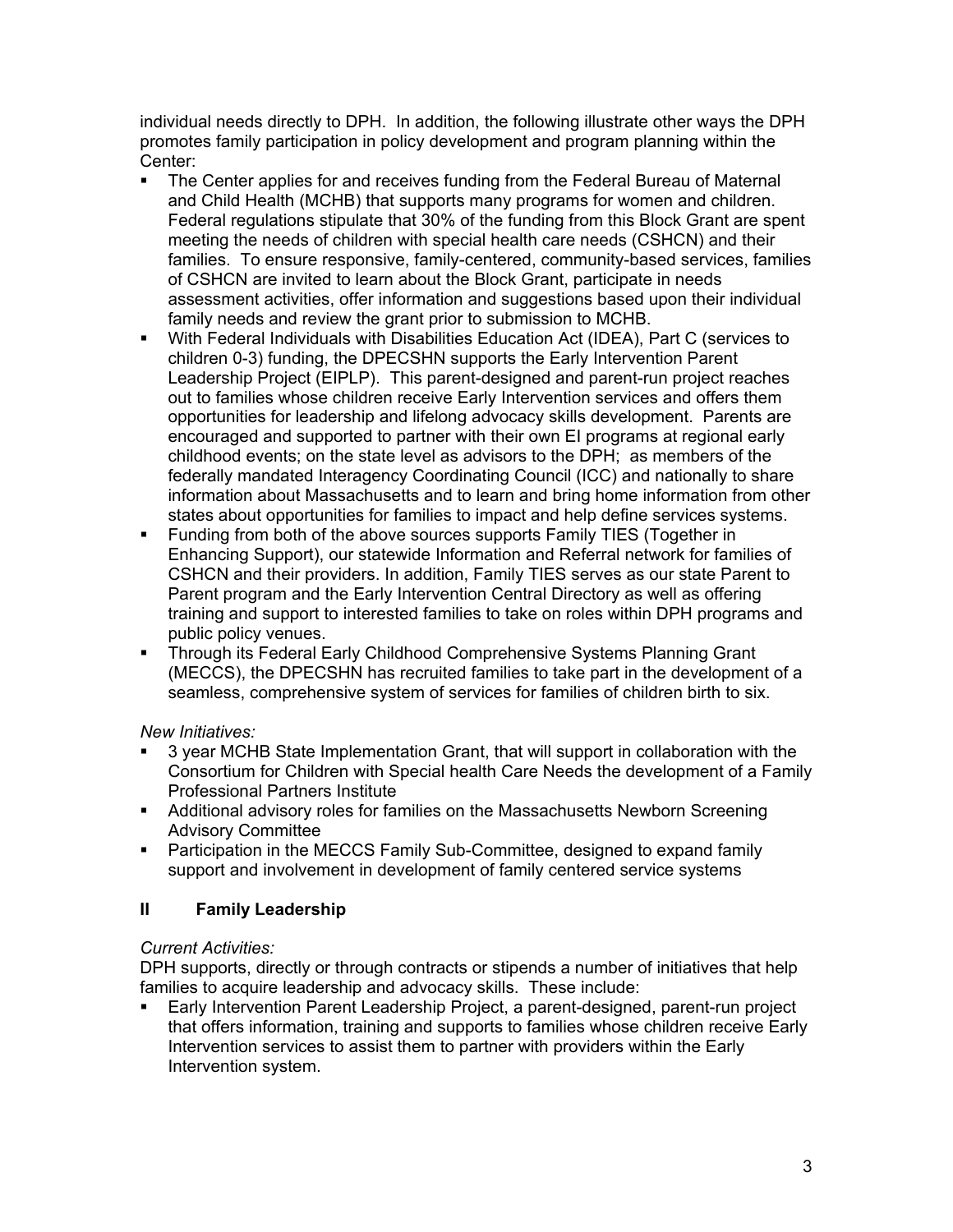individual needs directly to DPH. In addition, the following illustrate other ways the DPH promotes family participation in policy development and program planning within the Center:

- The Center applies for and receives funding from the Federal Bureau of Maternal and Child Health (MCHB) that supports many programs for women and children. Federal regulations stipulate that 30% of the funding from this Block Grant are spent meeting the needs of children with special health care needs (CSHCN) and their families. To ensure responsive, family-centered, community-based services, families of CSHCN are invited to learn about the Block Grant, participate in needs assessment activities, offer information and suggestions based upon their individual family needs and review the grant prior to submission to MCHB.
- With Federal Individuals with Disabilities Education Act (IDEA), Part C (services to children 0-3) funding, the DPECSHN supports the Early Intervention Parent Leadership Project (EIPLP). This parent-designed and parent-run project reaches out to families whose children receive Early Intervention services and offers them opportunities for leadership and lifelong advocacy skills development. Parents are encouraged and supported to partner with their own EI programs at regional early childhood events; on the state level as advisors to the DPH; as members of the federally mandated Interagency Coordinating Council (ICC) and nationally to share information about Massachusetts and to learn and bring home information from other states about opportunities for families to impact and help define services systems.
- Funding from both of the above sources supports Family TIES (Together in Enhancing Support), our statewide Information and Referral network for families of CSHCN and their providers. In addition, Family TIES serves as our state Parent to Parent program and the Early Intervention Central Directory as well as offering training and support to interested families to take on roles within DPH programs and public policy venues.
- Through its Federal Early Childhood Comprehensive Systems Planning Grant (MECCS), the DPECSHN has recruited families to take part in the development of a seamless, comprehensive system of services for families of children birth to six.

*New Initiatives:*

- 3 year MCHB State Implementation Grant, that will support in collaboration with the Consortium for Children with Special health Care Needs the development of a Family Professional Partners Institute
- Additional advisory roles for families on the Massachusetts Newborn Screening Advisory Committee
- Participation in the MECCS Family Sub-Committee, designed to expand family support and involvement in development of family centered service systems

## II Family Leadership

*Current Activities:*

DPH supports, directly or through contracts or stipends a number of initiatives that help families to acquire leadership and advocacy skills. These include:

- Early Intervention Parent Leadership Project, a parent-designed, parent-run project that offers information, training and supports to families whose children receive Early Intervention services to assist them to partner with providers within the Early Intervention system.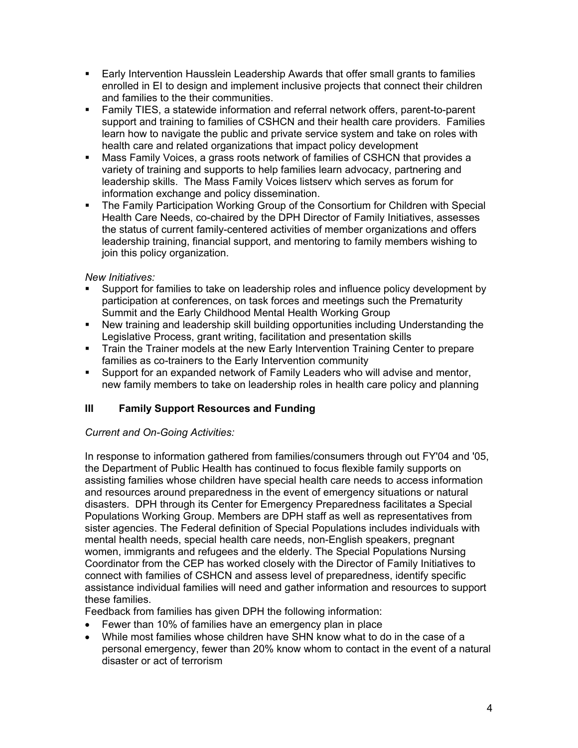- Early Intervention Hausslein Leadership Awards that offer small grants to families enrolled in EI to design and implement inclusive projects that connect their children and families to the their communities.
- Family TIES, a statewide information and referral network offers, parent-to-parent support and training to families of CSHCN and their health care providers. Families learn how to navigate the public and private service system and take on roles with health care and related organizations that impact policy development
- Mass Family Voices, a grass roots network of families of CSHCN that provides a variety of training and supports to help families learn advocacy, partnering and leadership skills. The Mass Family Voices listserv which serves as forum for information exchange and policy dissemination.
- The Family Participation Working Group of the Consortium for Children with Special Health Care Needs, co-chaired by the DPH Director of Family Initiatives, assesses the status of current family-centered activities of member organizations and offers leadership training, financial support, and mentoring to family members wishing to join this policy organization.

*New Initiatives:*

- Support for families to take on leadership roles and influence policy development by participation at conferences, on task forces and meetings such the Prematurity Summit and the Early Childhood Mental Health Working Group
- New training and leadership skill building opportunities including Understanding the Legislative Process, grant writing, facilitation and presentation skills
- Train the Trainer models at the new Early Intervention Training Center to prepare families as co-trainers to the Early Intervention community
- Support for an expanded network of Family Leaders who will advise and mentor, new family members to take on leadership roles in health care policy and planning

## III Family Support Resources and Funding

*Current and On-Going Activities:*

In response to information gathered from families/consumers through out FY'04 and '05, the Department of Public Health has continued to focus flexible family supports on assisting families whose children have special health care needs to access information and resources around preparedness in the event of emergency situations or natural disasters. DPH through its Center for Emergency Preparedness facilitates a Special Populations Working Group. Members are DPH staff as well as representatives from sister agencies. The Federal definition of Special Populations includes individuals with mental health needs, special health care needs, non-English speakers, pregnant women, immigrants and refugees and the elderly. The Special Populations Nursing Coordinator from the CEP has worked closely with the Director of Family Initiatives to connect with families of CSHCN and assess level of preparedness, identify specific assistance individual families will need and gather information and resources to support these families.

Feedback from families has given DPH the following information:

- Fewer than 10% of families have an emergency plan in place
- While most families whose children have SHN know what to do in the case of a personal emergency, fewer than 20% know whom to contact in the event of a natural disaster or act of terrorism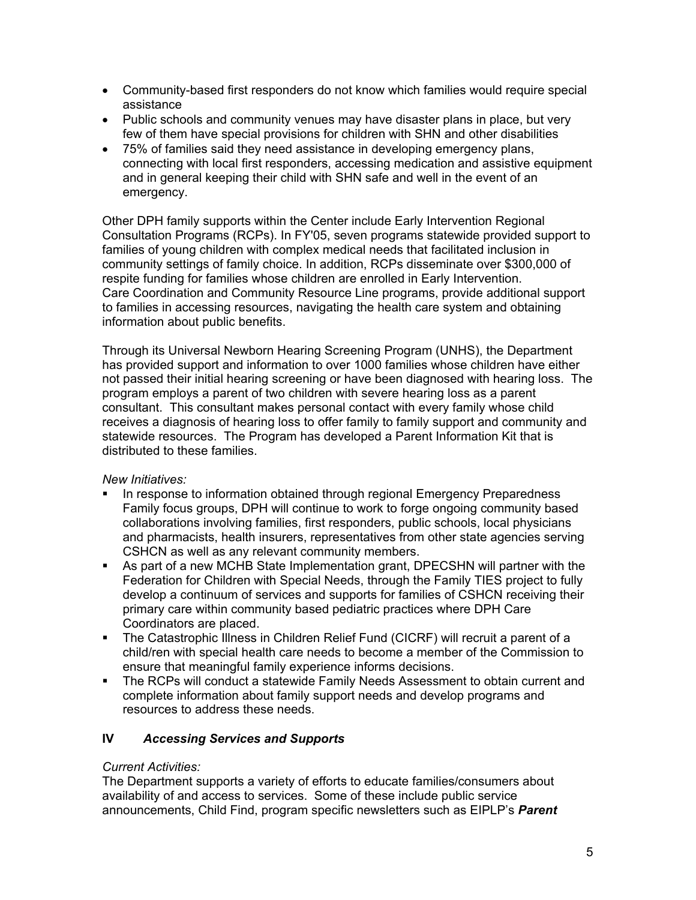- Community-based first responders do not know which families would require special assistance
- Public schools and community venues may have disaster plans in place, but very few of them have special provisions for children with SHN and other disabilities
- 75% of families said they need assistance in developing emergency plans, connecting with local first responders, accessing medication and assistive equipment and in general keeping their child with SHN safe and well in the event of an emergency.

Other DPH family supports within the Center include Early Intervention Regional Consultation Programs (RCPs). In FY'05, seven programs statewide provided support to families of young children with complex medical needs that facilitated inclusion in community settings of family choice. In addition, RCPs disseminate over $300,000 of respite funding for families whose children are enrolled in Early Intervention. Care Coordination and Community Resource Line programs, provide additional support to families in accessing resources, navigating the health care system and obtaining information about public benefits.

Through its Universal Newborn Hearing Screening Program (UNHS), the Department has provided support and information to over 1000 families whose children have either not passed their initial hearing screening or have been diagnosed with hearing loss. The program employs a parent of two children with severe hearing loss as a parent consultant. This consultant makes personal contact with every family whose child receives a diagnosis of hearing loss to offer family to family support and community and statewide resources. The Program has developed a Parent Information Kit that is distributed to these families.

*New Initiatives:*

- In response to information obtained through regional Emergency Preparedness Family focus groups, DPH will continue to work to forge ongoing community based collaborations involving families, first responders, public schools, local physicians and pharmacists, health insurers, representatives from other state agencies serving CSHCN as well as any relevant community members.
- As part of a new MCHB State Implementation grant, DPECSHN will partner with the Federation for Children with Special Needs, through the Family TIES project to fully develop a continuum of services and supports for families of CSHCN receiving their primary care within community based pediatric practices where DPH Care Coordinators are placed.
- The Catastrophic Illness in Children Relief Fund (CICRF) will recruit a parent of a child/ren with special health care needs to become a member of the Commission to ensure that meaningful family experience informs decisions.
- The RCPs will conduct a statewide Family Needs Assessment to obtain current and complete information about family support needs and develop programs and resources to address these needs.

## IV *Accessing Services and Supports*

*Current Activities:*
The Department supports a variety of efforts to educate families/consumers about availability of and access to services. Some of these include public service announcements, Child Find, program specific newsletters such as EIPLP's ***Parent***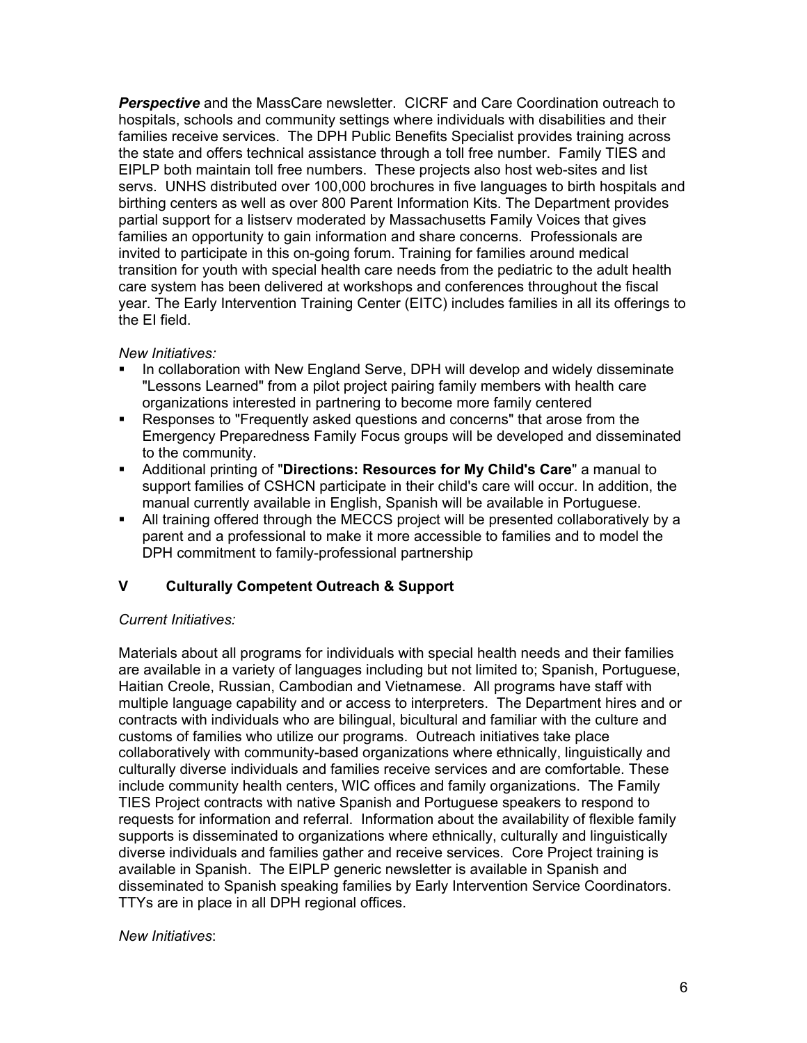***Perspective*** and the MassCare newsletter. CICRF and Care Coordination outreach to hospitals, schools and community settings where individuals with disabilities and their families receive services. The DPH Public Benefits Specialist provides training across the state and offers technical assistance through a toll free number. Family TIES and EIPLP both maintain toll free numbers. These projects also host web-sites and list servs. UNHS distributed over 100,000 brochures in five languages to birth hospitals and birthing centers as well as over 800 Parent Information Kits. The Department provides partial support for a listserv moderated by Massachusetts Family Voices that gives families an opportunity to gain information and share concerns. Professionals are invited to participate in this on-going forum. Training for families around medical transition for youth with special health care needs from the pediatric to the adult health care system has been delivered at workshops and conferences throughout the fiscal year. The Early Intervention Training Center (EITC) includes families in all its offerings to the EI field.

*New Initiatives:*

- In collaboration with New England Serve, DPH will develop and widely disseminate "Lessons Learned" from a pilot project pairing family members with health care organizations interested in partnering to become more family centered
- Responses to "Frequently asked questions and concerns" that arose from the Emergency Preparedness Family Focus groups will be developed and disseminated to the community.
- Additional printing of "**Directions: Resources for My Child's Care**" a manual to support families of CSHCN participate in their child's care will occur. In addition, the manual currently available in English, Spanish will be available in Portuguese.
- All training offered through the MECCS project will be presented collaboratively by a parent and a professional to make it more accessible to families and to model the DPH commitment to family-professional partnership

## V Culturally Competent Outreach & Support

*Current Initiatives:*

Materials about all programs for individuals with special health needs and their families are available in a variety of languages including but not limited to; Spanish, Portuguese, Haitian Creole, Russian, Cambodian and Vietnamese. All programs have staff with multiple language capability and or access to interpreters. The Department hires and or contracts with individuals who are bilingual, bicultural and familiar with the culture and customs of families who utilize our programs. Outreach initiatives take place collaboratively with community-based organizations where ethnically, linguistically and culturally diverse individuals and families receive services and are comfortable. These include community health centers, WIC offices and family organizations. The Family TIES Project contracts with native Spanish and Portuguese speakers to respond to requests for information and referral. Information about the availability of flexible family supports is disseminated to organizations where ethnically, culturally and linguistically diverse individuals and families gather and receive services. Core Project training is available in Spanish. The EIPLP generic newsletter is available in Spanish and disseminated to Spanish speaking families by Early Intervention Service Coordinators. TTYs are in place in all DPH regional offices.

*New Initiatives*: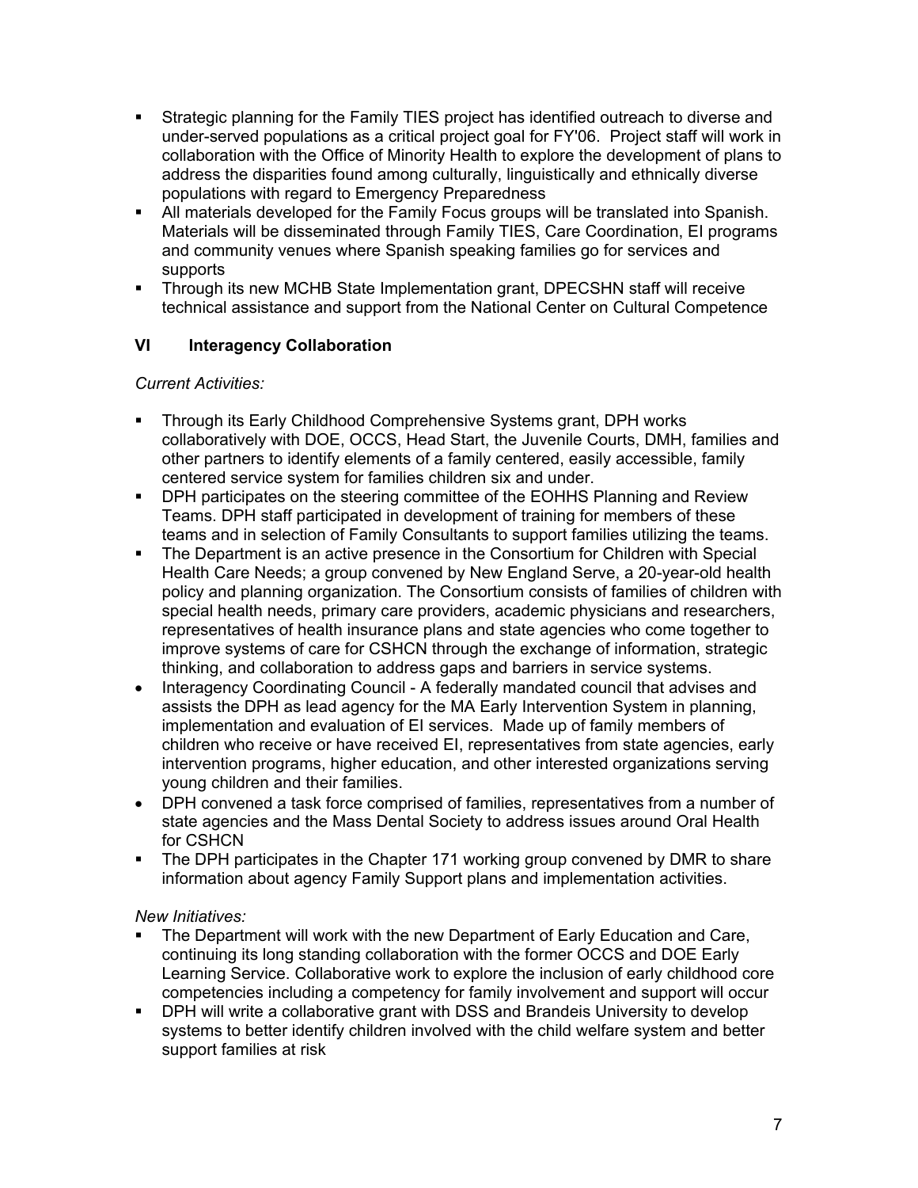- Strategic planning for the Family TIES project has identified outreach to diverse and under-served populations as a critical project goal for FY'06. Project staff will work in collaboration with the Office of Minority Health to explore the development of plans to address the disparities found among culturally, linguistically and ethnically diverse populations with regard to Emergency Preparedness
- All materials developed for the Family Focus groups will be translated into Spanish. Materials will be disseminated through Family TIES, Care Coordination, EI programs and community venues where Spanish speaking families go for services and supports
- Through its new MCHB State Implementation grant, DPECSHN staff will receive technical assistance and support from the National Center on Cultural Competence

## VI Interagency Collaboration

*Current Activities:*

- Through its Early Childhood Comprehensive Systems grant, DPH works collaboratively with DOE, OCCS, Head Start, the Juvenile Courts, DMH, families and other partners to identify elements of a family centered, easily accessible, family centered service system for families children six and under.
- DPH participates on the steering committee of the EOHHS Planning and Review Teams. DPH staff participated in development of training for members of these teams and in selection of Family Consultants to support families utilizing the teams.
- The Department is an active presence in the Consortium for Children with Special Health Care Needs; a group convened by New England Serve, a 20-year-old health policy and planning organization. The Consortium consists of families of children with special health needs, primary care providers, academic physicians and researchers, representatives of health insurance plans and state agencies who come together to improve systems of care for CSHCN through the exchange of information, strategic thinking, and collaboration to address gaps and barriers in service systems.
- Interagency Coordinating Council - A federally mandated council that advises and assists the DPH as lead agency for the MA Early Intervention System in planning, implementation and evaluation of EI services. Made up of family members of children who receive or have received EI, representatives from state agencies, early intervention programs, higher education, and other interested organizations serving young children and their families.
- DPH convened a task force comprised of families, representatives from a number of state agencies and the Mass Dental Society to address issues around Oral Health for CSHCN
- The DPH participates in the Chapter 171 working group convened by DMR to share information about agency Family Support plans and implementation activities.

*New Initiatives:*

- The Department will work with the new Department of Early Education and Care, continuing its long standing collaboration with the former OCCS and DOE Early Learning Service. Collaborative work to explore the inclusion of early childhood core competencies including a competency for family involvement and support will occur
- DPH will write a collaborative grant with DSS and Brandeis University to develop systems to better identify children involved with the child welfare system and better support families at risk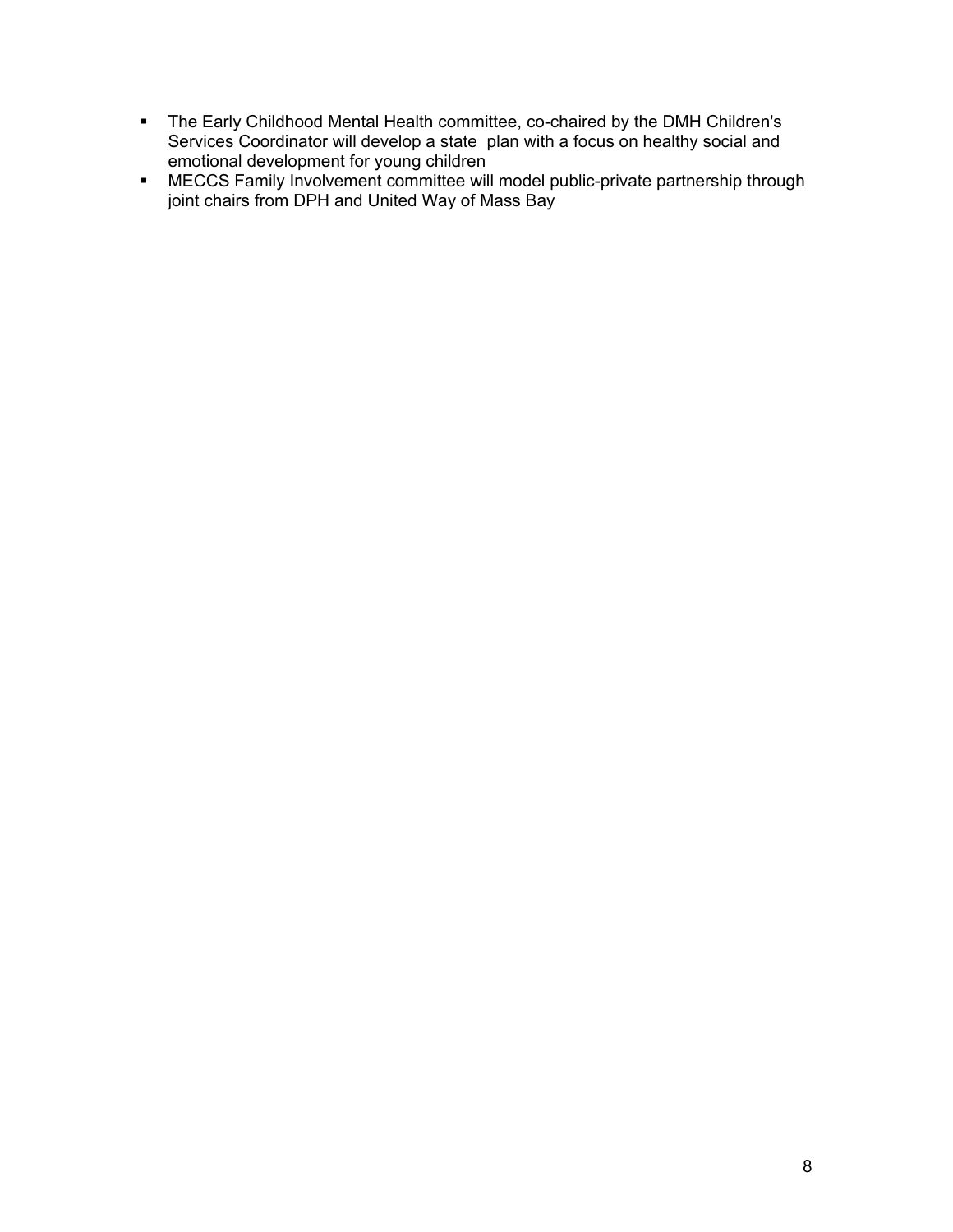- The Early Childhood Mental Health committee, co-chaired by the DMH Children's Services Coordinator will develop a state plan with a focus on healthy social and emotional development for young children
- MECCS Family Involvement committee will model public-private partnership through joint chairs from DPH and United Way of Mass Bay